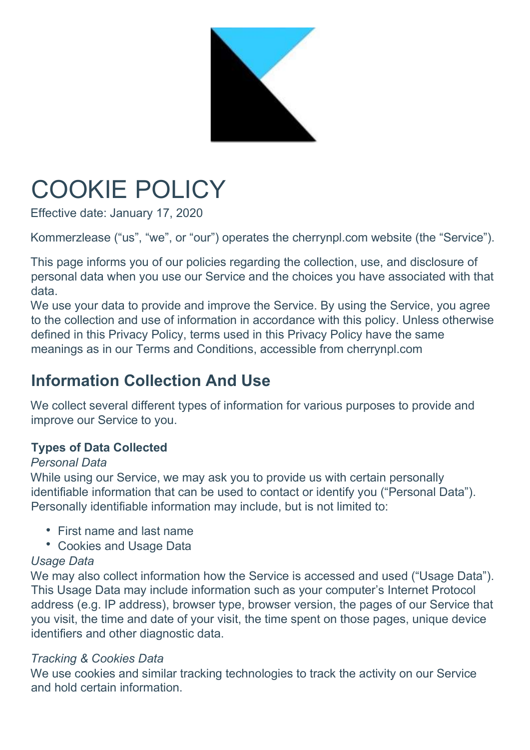# COOKIE POLICY

Effective date: January 17, 2020

Kommerzlease (“us”, “we”, or “our”) operates the cherrynpl.com website (the “Service”).

This page informs you of our policies regarding the collection, use, and disclosure of personal data when you use our Service and the choices you have associated with that data.
We use your data to provide and improve the Service. By using the Service, you agree to the collection and use of information in accordance with this policy. Unless otherwise defined in this Privacy Policy, terms used in this Privacy Policy have the same meanings as in our Terms and Conditions, accessible from cherrynpl.com

## Information Collection And Use

We collect several different types of information for various purposes to provide and improve our Service to you.

### Types of Data Collected

*Personal Data*
While using our Service, we may ask you to provide us with certain personally identifiable information that can be used to contact or identify you (“Personal Data”). Personally identifiable information may include, but is not limited to:

- First name and last name
- Cookies and Usage Data

*Usage Data*
We may also collect information how the Service is accessed and used (“Usage Data”). This Usage Data may include information such as your computer’s Internet Protocol address (e.g. IP address), browser type, browser version, the pages of our Service that you visit, the time and date of your visit, the time spent on those pages, unique device identifiers and other diagnostic data.

*Tracking & Cookies Data*
We use cookies and similar tracking technologies to track the activity on our Service and hold certain information.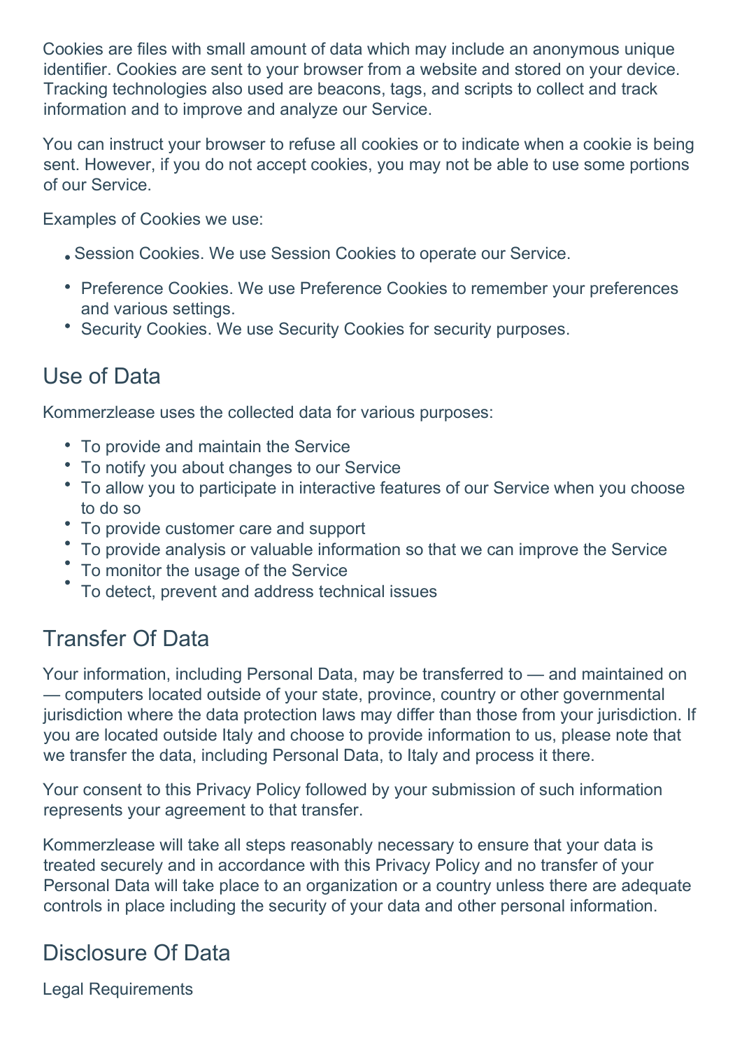Cookies are files with small amount of data which may include an anonymous unique identifier. Cookies are sent to your browser from a website and stored on your device. Tracking technologies also used are beacons, tags, and scripts to collect and track information and to improve and analyze our Service.

You can instruct your browser to refuse all cookies or to indicate when a cookie is being sent. However, if you do not accept cookies, you may not be able to use some portions of our Service.

Examples of Cookies we use:

- Session Cookies. We use Session Cookies to operate our Service.
- Preference Cookies. We use Preference Cookies to remember your preferences and various settings.
- Security Cookies. We use Security Cookies for security purposes.

## Use of Data

Kommerzlease uses the collected data for various purposes:

- To provide and maintain the Service
- To notify you about changes to our Service
- To allow you to participate in interactive features of our Service when you choose to do so
- To provide customer care and support
- To provide analysis or valuable information so that we can improve the Service
- To monitor the usage of the Service
- To detect, prevent and address technical issues

## Transfer Of Data

Your information, including Personal Data, may be transferred to — and maintained on — computers located outside of your state, province, country or other governmental jurisdiction where the data protection laws may differ than those from your jurisdiction. If you are located outside Italy and choose to provide information to us, please note that we transfer the data, including Personal Data, to Italy and process it there.

Your consent to this Privacy Policy followed by your submission of such information represents your agreement to that transfer.

Kommerzlease will take all steps reasonably necessary to ensure that your data is treated securely and in accordance with this Privacy Policy and no transfer of your Personal Data will take place to an organization or a country unless there are adequate controls in place including the security of your data and other personal information.

## Disclosure Of Data

Legal Requirements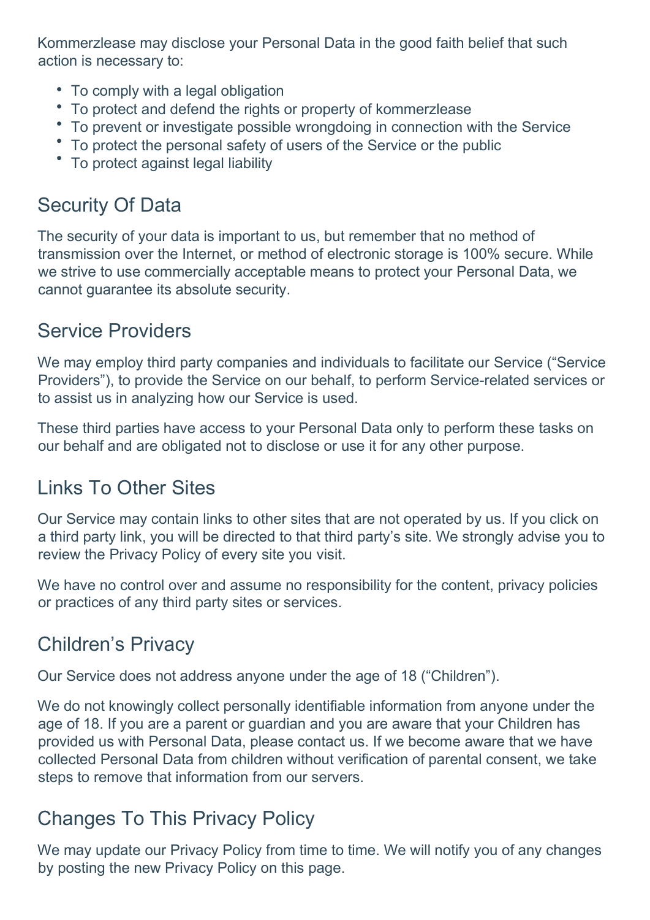Kommerzlease may disclose your Personal Data in the good faith belief that such action is necessary to:

- To comply with a legal obligation
- To protect and defend the rights or property of kommerzlease
- To prevent or investigate possible wrongdoing in connection with the Service
- To protect the personal safety of users of the Service or the public
- To protect against legal liability

## Security Of Data

The security of your data is important to us, but remember that no method of transmission over the Internet, or method of electronic storage is 100% secure. While we strive to use commercially acceptable means to protect your Personal Data, we cannot guarantee its absolute security.

## Service Providers

We may employ third party companies and individuals to facilitate our Service (“Service Providers”), to provide the Service on our behalf, to perform Service-related services or to assist us in analyzing how our Service is used.

These third parties have access to your Personal Data only to perform these tasks on our behalf and are obligated not to disclose or use it for any other purpose.

## Links To Other Sites

Our Service may contain links to other sites that are not operated by us. If you click on a third party link, you will be directed to that third party’s site. We strongly advise you to review the Privacy Policy of every site you visit.

We have no control over and assume no responsibility for the content, privacy policies or practices of any third party sites or services.

## Children’s Privacy

Our Service does not address anyone under the age of 18 (“Children”).

We do not knowingly collect personally identifiable information from anyone under the age of 18. If you are a parent or guardian and you are aware that your Children has provided us with Personal Data, please contact us. If we become aware that we have collected Personal Data from children without verification of parental consent, we take steps to remove that information from our servers.

## Changes To This Privacy Policy

We may update our Privacy Policy from time to time. We will notify you of any changes by posting the new Privacy Policy on this page.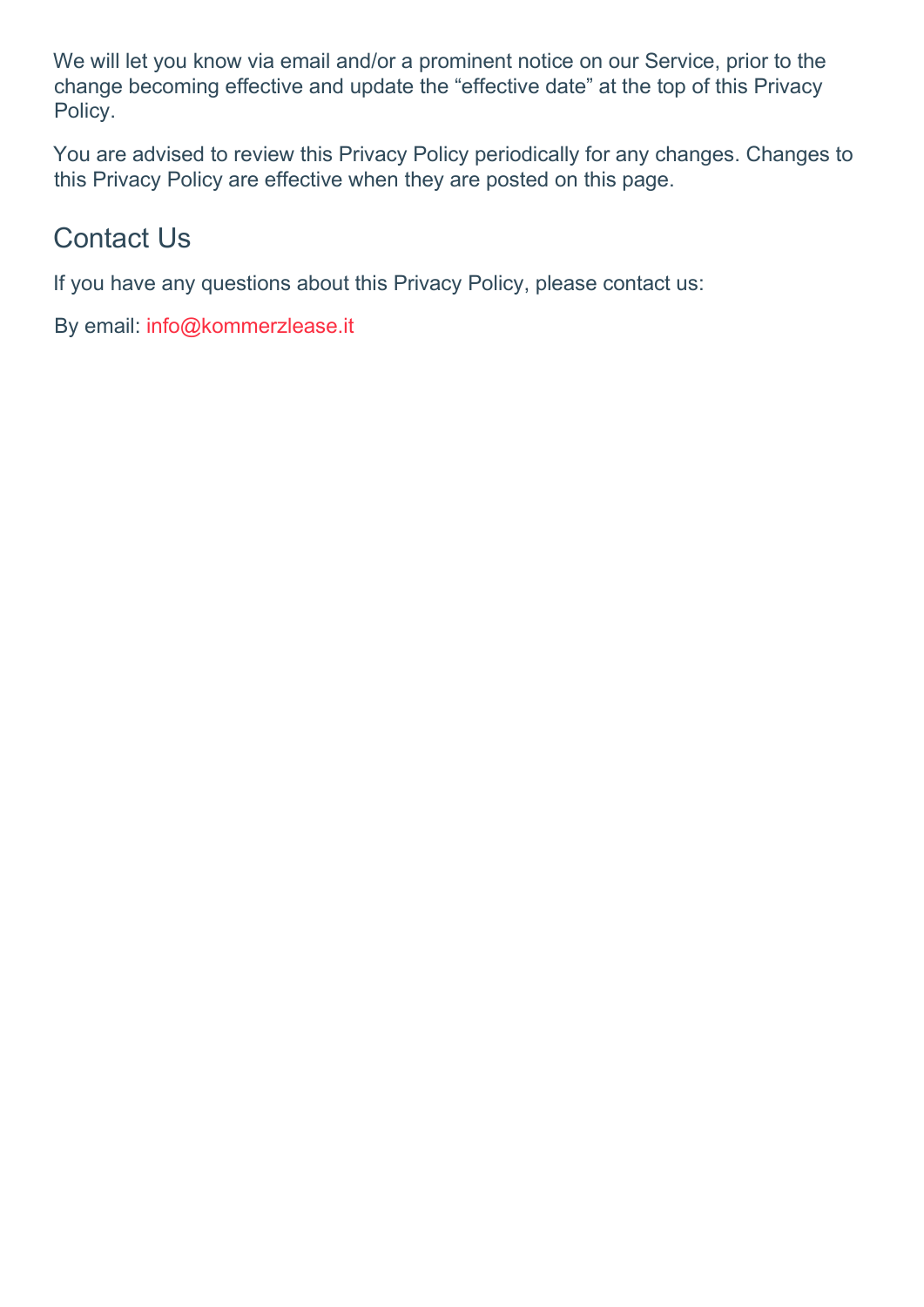We will let you know via email and/or a prominent notice on our Service, prior to the change becoming effective and update the “effective date” at the top of this Privacy Policy.

You are advised to review this Privacy Policy periodically for any changes. Changes to this Privacy Policy are effective when they are posted on this page.

## Contact Us

If you have any questions about this Privacy Policy, please contact us:

By email: info@kommerzlease.it